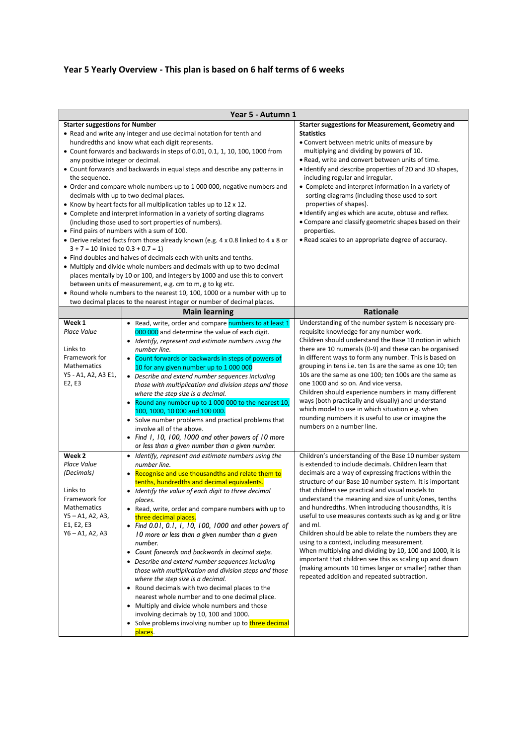# Year 5 Yearly Overview - This plan is based on 6 half terms of 6 weeks

| Year 5 - Autumn 1 | | |
|---|---|---|
| **Starter suggestions for Number**<br>• Read and write any integer and use decimal notation for tenth and hundredths and know what each digit represents.<br>• Count forwards and backwards in steps of 0.01, 0.1, 1, 10, 100, 1000 from any positive integer or decimal.<br>• Count forwards and backwards in equal steps and describe any patterns in the sequence.<br>• Order and compare whole numbers up to 1 000 000, negative numbers and decimals with up to two decimal places.<br>• Know by heart facts for all multiplication tables up to 12 x 12.<br>• Complete and interpret information in a variety of sorting diagrams (including those used to sort properties of numbers).<br>• Find pairs of numbers with a sum of 100.<br>• Derive related facts from those already known (e.g. 4 x 0.8 linked to 4 x 8 or 3 + 7 = 10 linked to 0.3 + 0.7 = 1)<br>• Find doubles and halves of decimals each with units and tenths.<br>• Multiply and divide whole numbers and decimals with up to two decimal places mentally by 10 or 100, and integers by 1000 and use this to convert between units of measurement, e.g. cm to m, g to kg etc.<br>• Round whole numbers to the nearest 10, 100, 1000 or a number with up to two decimal places to the nearest integer or number of decimal places. | | **Starter suggestions for Measurement, Geometry and Statistics**<br>• Convert between metric units of measure by multiplying and dividing by powers of 10.<br>• Read, write and convert between units of time.<br>• Identify and describe properties of 2D and 3D shapes, including regular and irregular.<br>• Complete and interpret information in a variety of sorting diagrams (including those used to sort properties of shapes).<br>• Identify angles which are acute, obtuse and reflex.<br>• Compare and classify geometric shapes based on their properties.<br>• Read scales to an appropriate degree of accuracy. |
| | **Main learning** | **Rationale** |
| **Week 1**<br>*Place Value*<br><br>Links to Framework for Mathematics<br>Y5 - A1, A2, A3 E1, E2, E3 | • Read, write, order and compare numbers to at least 1 000 000 and determine the value of each digit.<br>• *Identify, represent and estimate numbers using the number line.*<br>• Count forwards or backwards in steps of powers of 10 for any given number up to 1 000 000<br>• *Describe and extend number sequences including those with multiplication and division steps and those where the step size is a decimal.*<br>• Round any number up to 1 000 000 to the nearest 10, 100, 1000, 10 000 and 100 000.<br>• Solve number problems and practical problems that involve all of the above.<br>• *Find 1, 10, 100, 1000 and other powers of 10 more or less than a given number than a given number.* | Understanding of the number system is necessary pre-requisite knowledge for any number work.<br>Children should understand the Base 10 notion in which there are 10 numerals (0-9) and these can be organised in different ways to form any number. This is based on grouping in tens i.e. ten 1s are the same as one 10; ten 10s are the same as one 100; ten 100s are the same as one 1000 and so on. And vice versa.<br>Children should experience numbers in many different ways (both practically and visually) and understand which model to use in which situation e.g. when rounding numbers it is useful to use or imagine the numbers on a number line. |
| **Week 2**<br>*Place Value (Decimals)*<br><br>Links to Framework for Mathematics<br>Y5 – A1, A2, A3, E1, E2, E3<br>Y6 – A1, A2, A3 | • *Identify, represent and estimate numbers using the number line.*<br>• Recognise and use thousandths and relate them to tenths, hundredths and decimal equivalents.<br>• *Identify the value of each digit to three decimal places.*<br>• Read, write, order and compare numbers with up to three decimal places.<br>• *Find 0.01, 0.1, 1, 10, 100, 1000 and other powers of 10 more or less than a given number than a given number.*<br>• *Count forwards and backwards in decimal steps.*<br>• *Describe and extend number sequences including those with multiplication and division steps and those where the step size is a decimal.*<br>• Round decimals with two decimal places to the nearest whole number and to one decimal place.<br>• Multiply and divide whole numbers and those involving decimals by 10, 100 and 1000.<br>• Solve problems involving number up to three decimal places. | Children's understanding of the Base 10 number system is extended to include decimals. Children learn that decimals are a way of expressing fractions within the structure of our Base 10 number system. It is important that children see practical and visual models to understand the meaning and size of units/ones, tenths and hundredths. When introducing thousandths, it is useful to use measures contexts such as kg and g or litre and ml.<br>Children should be able to relate the numbers they are using to a context, including measurement.<br>When multiplying and dividing by 10, 100 and 1000, it is important that children see this as scaling up and down (making amounts 10 times larger or smaller) rather than repeated addition and repeated subtraction. |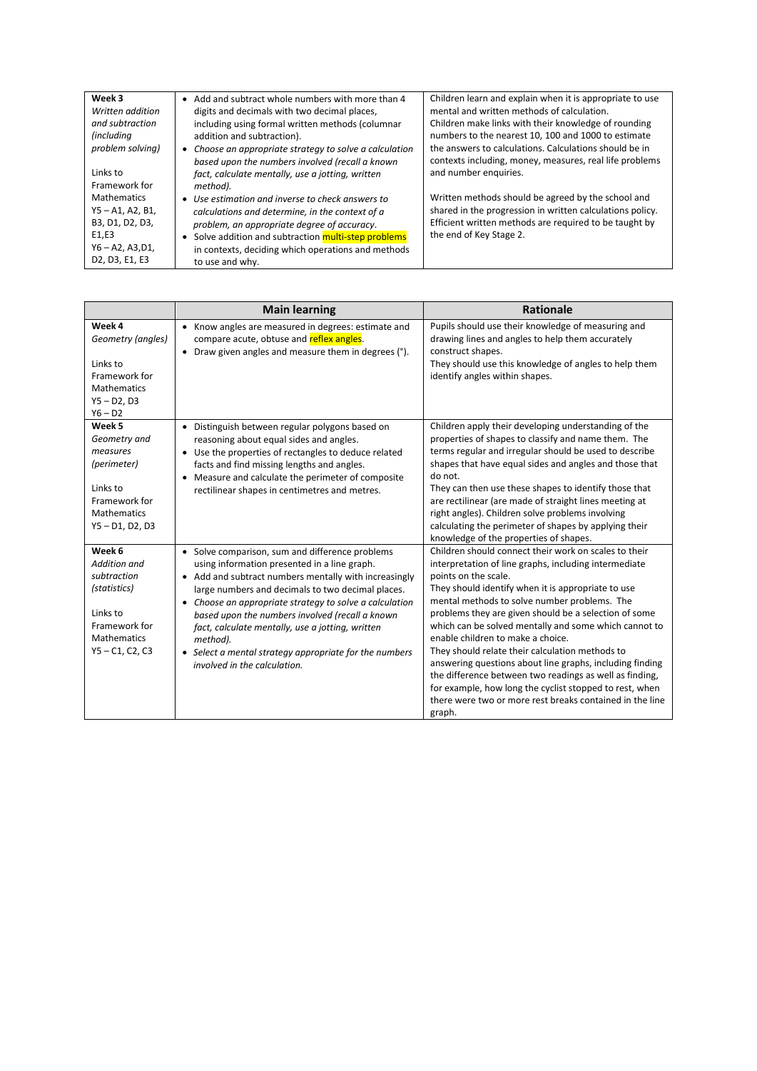| | | |
|---|---|---|
| **Week 3**<br>*Written addition and subtraction (including problem solving)*<br><br>Links to Framework for Mathematics<br>Y5 – A1, A2, B1, B3, D1, D2, D3, E1,E3<br>Y6 – A2, A3,D1, D2, D3, E1, E3 | • Add and subtract whole numbers with more than 4 digits and decimals with two decimal places, including using formal written methods (columnar addition and subtraction).<br>• *Choose an appropriate strategy to solve a calculation based upon the numbers involved (recall a known fact, calculate mentally, use a jotting, written method).*<br>• *Use estimation and inverse to check answers to calculations and determine, in the context of a problem, an appropriate degree of accuracy.*<br>• Solve addition and subtraction multi-step problems in contexts, deciding which operations and methods to use and why. | Children learn and explain when it is appropriate to use mental and written methods of calculation.<br>Children make links with their knowledge of rounding numbers to the nearest 10, 100 and 1000 to estimate the answers to calculations. Calculations should be in contexts including, money, measures, real life problems and number enquiries.<br><br>Written methods should be agreed by the school and shared in the progression in written calculations policy. Efficient written methods are required to be taught by the end of Key Stage 2. |

| | Main learning | Rationale |
|---|---|---|
| **Week 4**<br>*Geometry (angles)*<br><br>Links to Framework for Mathematics<br>Y5 – D2, D3<br>Y6 – D2 | • Know angles are measured in degrees: estimate and compare acute, obtuse and reflex angles.<br>• Draw given angles and measure them in degrees (°). | Pupils should use their knowledge of measuring and drawing lines and angles to help them accurately construct shapes.<br>They should use this knowledge of angles to help them identify angles within shapes. |
| **Week 5**<br>*Geometry and measures (perimeter)*<br><br>Links to Framework for Mathematics<br>Y5 – D1, D2, D3 | • Distinguish between regular polygons based on reasoning about equal sides and angles.<br>• Use the properties of rectangles to deduce related facts and find missing lengths and angles.<br>• Measure and calculate the perimeter of composite rectilinear shapes in centimetres and metres. | Children apply their developing understanding of the properties of shapes to classify and name them. The terms regular and irregular should be used to describe shapes that have equal sides and angles and those that do not.<br>They can then use these shapes to identify those that are rectilinear (are made of straight lines meeting at right angles). Children solve problems involving calculating the perimeter of shapes by applying their knowledge of the properties of shapes. |
| **Week 6**<br>*Addition and subtraction (statistics)*<br><br>Links to Framework for Mathematics<br>Y5 – C1, C2, C3 | • Solve comparison, sum and difference problems using information presented in a line graph.<br>• Add and subtract numbers mentally with increasingly large numbers and decimals to two decimal places.<br>• *Choose an appropriate strategy to solve a calculation based upon the numbers involved (recall a known fact, calculate mentally, use a jotting, written method).*<br>• *Select a mental strategy appropriate for the numbers involved in the calculation.* | Children should connect their work on scales to their interpretation of line graphs, including intermediate points on the scale.<br>They should identify when it is appropriate to use mental methods to solve number problems. The problems they are given should be a selection of some which can be solved mentally and some which cannot to enable children to make a choice.<br>They should relate their calculation methods to answering questions about line graphs, including finding the difference between two readings as well as finding, for example, how long the cyclist stopped to rest, when there were two or more rest breaks contained in the line graph. |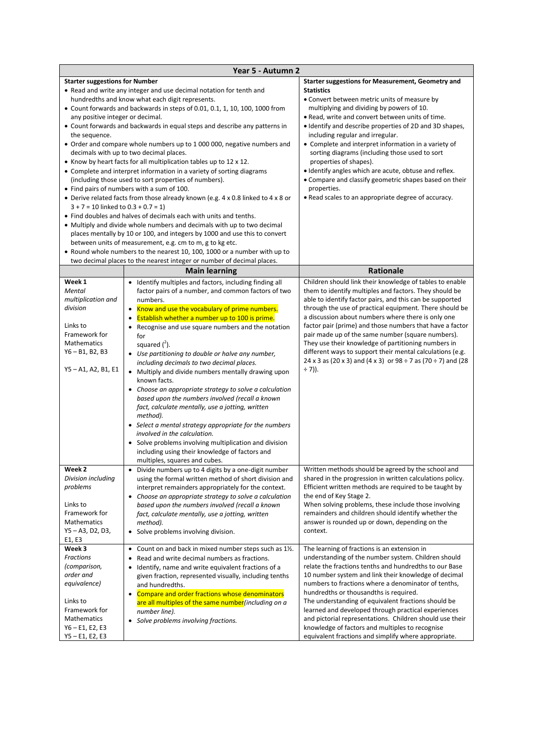## Year 5 - Autumn 2

| Starter suggestions for Number | | Starter suggestions for Measurement, Geometry and Statistics |
|---|---|---|
| • Read and write any integer and use decimal notation for tenth and hundredths and know what each digit represents.<br>• Count forwards and backwards in steps of 0.01, 0.1, 1, 10, 100, 1000 from any positive integer or decimal.<br>• Count forwards and backwards in equal steps and describe any patterns in the sequence.<br>• Order and compare whole numbers up to 1 000 000, negative numbers and decimals with up to two decimal places.<br>• Know by heart facts for all multiplication tables up to 12 x 12.<br>• Complete and interpret information in a variety of sorting diagrams (including those used to sort properties of numbers).<br>• Find pairs of numbers with a sum of 100.<br>• Derive related facts from those already known (e.g. 4 x 0.8 linked to 4 x 8 or 3 + 7 = 10 linked to 0.3 + 0.7 = 1)<br>• Find doubles and halves of decimals each with units and tenths.<br>• Multiply and divide whole numbers and decimals with up to two decimal places mentally by 10 or 100, and integers by 1000 and use this to convert between units of measurement, e.g. cm to m, g to kg etc.<br>• Round whole numbers to the nearest 10, 100, 1000 or a number with up to two decimal places to the nearest integer or number of decimal places. | | • Convert between metric units of measure by multiplying and dividing by powers of 10.<br>• Read, write and convert between units of time.<br>• Identify and describe properties of 2D and 3D shapes, including regular and irregular.<br>• Complete and interpret information in a variety of sorting diagrams (including those used to sort properties of shapes).<br>• Identify angles which are acute, obtuse and reflex.<br>• Compare and classify geometric shapes based on their properties.<br>• Read scales to an appropriate degree of accuracy. |
| | **Main learning** | **Rationale** |
| **Week 1**<br>*Mental multiplication and division*<br><br>Links to Framework for Mathematics<br>Y6 – B1, B2, B3<br><br>Y5 – A1, A2, B1, E1 | • Identify multiples and factors, including finding all factor pairs of a number, and common factors of two numbers.<br>• Know and use the vocabulary of prime numbers.<br>• Establish whether a number up to 100 is prime.<br>• Recognise and use square numbers and the notation for squared ($^2$).<br>• *Use partitioning to double or halve any number, including decimals to two decimal places.*<br>• Multiply and divide numbers mentally drawing upon known facts.<br>• *Choose an appropriate strategy to solve a calculation based upon the numbers involved (recall a known fact, calculate mentally, use a jotting, written method).*<br>• *Select a mental strategy appropriate for the numbers involved in the calculation.*<br>• Solve problems involving multiplication and division including using their knowledge of factors and multiples, squares and cubes. | Children should link their knowledge of tables to enable them to identify multiples and factors. They should be able to identify factor pairs, and this can be supported through the use of practical equipment. There should be a discussion about numbers where there is only one factor pair (prime) and those numbers that have a factor pair made up of the same number (square numbers). They use their knowledge of partitioning numbers in different ways to support their mental calculations (e.g. 24 x 3 as (20 x 3) and (4 x 3) or 98 ÷ 7 as (70 ÷ 7) and (28 ÷ 7)). |
| **Week 2**<br>*Division including problems*<br><br>Links to Framework for Mathematics<br>Y5 – A3, D2, D3, E1, E3 | • Divide numbers up to 4 digits by a one-digit number using the formal written method of short division and interpret remainders appropriately for the context.<br>• *Choose an appropriate strategy to solve a calculation based upon the numbers involved (recall a known fact, calculate mentally, use a jotting, written method).*<br>• Solve problems involving division. | Written methods should be agreed by the school and shared in the progression in written calculations policy. Efficient written methods are required to be taught by the end of Key Stage 2.<br>When solving problems, these include those involving remainders and children should identify whether the answer is rounded up or down, depending on the context. |
| **Week 3**<br>*Fractions (comparison, order and equivalence)*<br><br>Links to Framework for Mathematics<br>Y6 – E1, E2, E3<br>Y5 – E1, E2, E3 | • Count on and back in mixed number steps such as 1½.<br>• Read and write decimal numbers as fractions.<br>• Identify, name and write equivalent fractions of a given fraction, represented visually, including tenths and hundredths.<br>• Compare and order fractions whose denominators are all multiples of the same number *(including on a number line).*<br>• *Solve problems involving fractions.* | The learning of fractions is an extension in understanding of the number system. Children should relate the fractions tenths and hundredths to our Base 10 number system and link their knowledge of decimal numbers to fractions where a denominator of tenths, hundredths or thousandths is required.<br>The understanding of equivalent fractions should be learned and developed through practical experiences and pictorial representations. Children should use their knowledge of factors and multiples to recognise equivalent fractions and simplify where appropriate. |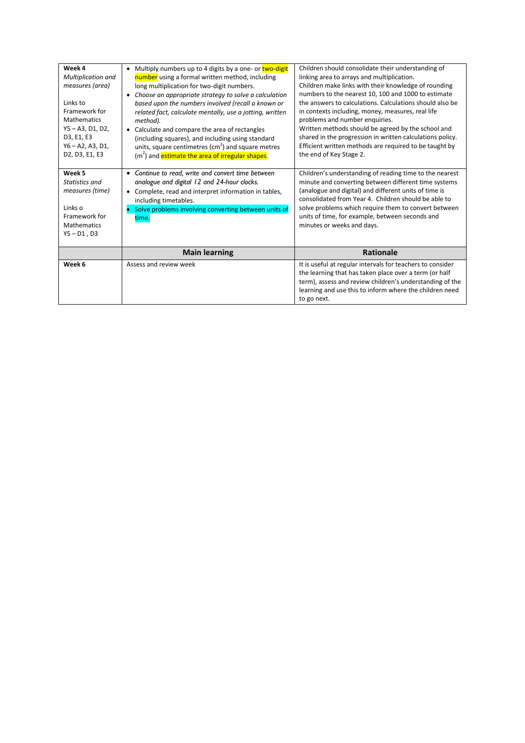| | | |
|---|---|---|
| **Week 4**<br>*Multiplication and measures (area)*<br><br>Links to Framework for Mathematics<br>Y5 – A3, D1, D2, D3, E1, E3<br>Y6 – A2, A3, D1, D2, D3, E1, E3 | • Multiply numbers up to 4 digits by a one- or two-digit number using a formal written method, including long multiplication for two-digit numbers.<br>• *Choose an appropriate strategy to solve a calculation based upon the numbers involved (recall a known or related fact, calculate mentally, use a jotting, written method).*<br>• Calculate and compare the area of rectangles (including squares), and including using standard units, square centimetres ($cm^2$) and square metres ($m^2$) and estimate the area of irregular shapes. | Children should consolidate their understanding of linking area to arrays and multiplication.<br>Children make links with their knowledge of rounding numbers to the nearest 10, 100 and 1000 to estimate the answers to calculations. Calculations should also be in contexts including, money, measures, real life problems and number enquiries.<br>Written methods should be agreed by the school and shared in the progression in written calculations policy. Efficient written methods are required to be taught by the end of Key Stage 2. |
| **Week 5**<br>*Statistics and measures (time)*<br><br>Links o Framework for Mathematics<br>Y5 – D1 , D3 | • *Continue to read, write and convert time between analogue and digital 12 and 24-hour clocks.*<br>• Complete, read and interpret information in tables, including timetables.<br>• Solve problems involving converting between units of time. | Children's understanding of reading time to the nearest minute and converting between different time systems (analogue and digital) and different units of time is consolidated from Year 4. Children should be able to solve problems which require them to convert between units of time, for example, between seconds and minutes or weeks and days. |
| | **Main learning** | **Rationale** |
| **Week 6** | Assess and review week | It is useful at regular intervals for teachers to consider the learning that has taken place over a term (or half term), assess and review children's understanding of the learning and use this to inform where the children need to go next. |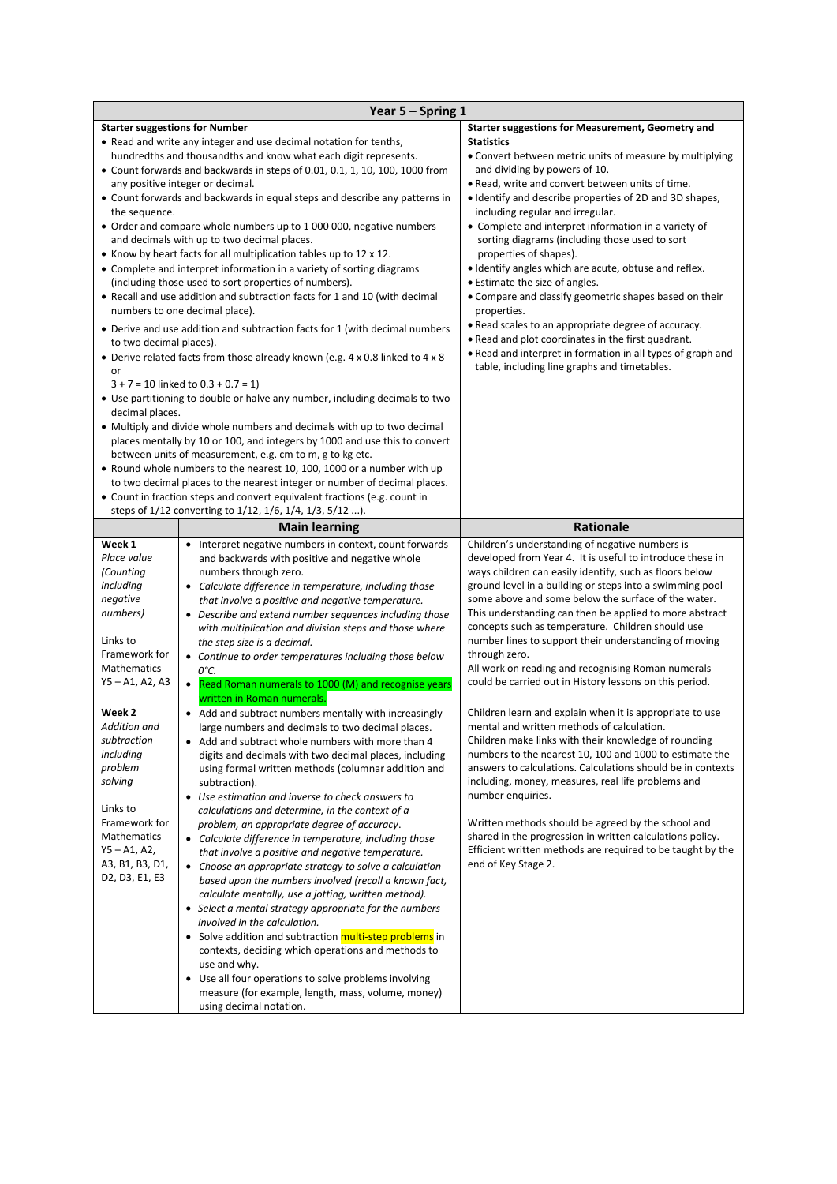| Year 5 – Spring 1 | | |
|---|---|---|
| **Starter suggestions for Number**<br>• Read and write any integer and use decimal notation for tenths, hundredths and thousandths and know what each digit represents.<br>• Count forwards and backwards in steps of 0.01, 0.1, 1, 10, 100, 1000 from any positive integer or decimal.<br>• Count forwards and backwards in equal steps and describe any patterns in the sequence.<br>• Order and compare whole numbers up to 1 000 000, negative numbers and decimals with up to two decimal places.<br>• Know by heart facts for all multiplication tables up to 12 x 12.<br>• Complete and interpret information in a variety of sorting diagrams (including those used to sort properties of numbers).<br>• Recall and use addition and subtraction facts for 1 and 10 (with decimal numbers to one decimal place).<br>• Derive and use addition and subtraction facts for 1 (with decimal numbers to two decimal places).<br>• Derive related facts from those already known (e.g. 4 x 0.8 linked to 4 x 8 or<br>3 + 7 = 10 linked to 0.3 + 0.7 = 1)<br>• Use partitioning to double or halve any number, including decimals to two decimal places.<br>• Multiply and divide whole numbers and decimals with up to two decimal places mentally by 10 or 100, and integers by 1000 and use this to convert between units of measurement, e.g. cm to m, g to kg etc.<br>• Round whole numbers to the nearest 10, 100, 1000 or a number with up to two decimal places to the nearest integer or number of decimal places.<br>• Count in fraction steps and convert equivalent fractions (e.g. count in steps of 1/12 converting to 1/12, 1/6, 1/4, 1/3, 5/12 ...). | | **Starter suggestions for Measurement, Geometry and Statistics**<br>• Convert between metric units of measure by multiplying and dividing by powers of 10.<br>• Read, write and convert between units of time.<br>• Identify and describe properties of 2D and 3D shapes, including regular and irregular.<br>• Complete and interpret information in a variety of sorting diagrams (including those used to sort properties of shapes).<br>• Identify angles which are acute, obtuse and reflex.<br>• Estimate the size of angles.<br>• Compare and classify geometric shapes based on their properties.<br>• Read scales to an appropriate degree of accuracy.<br>• Read and plot coordinates in the first quadrant.<br>• Read and interpret in formation in all types of graph and table, including line graphs and timetables. |
| | **Main learning** | **Rationale** |
| **Week 1**<br>*Place value (Counting including negative numbers)*<br><br>Links to Framework for Mathematics Y5 – A1, A2, A3 | • Interpret negative numbers in context, count forwards and backwards with positive and negative whole numbers through zero.<br>• *Calculate difference in temperature, including those that involve a positive and negative temperature.*<br>• *Describe and extend number sequences including those with multiplication and division steps and those where the step size is a decimal.*<br>• *Continue to order temperatures including those below 0°C.*<br>• Read Roman numerals to 1000 (M) and recognise years written in Roman numerals. | Children's understanding of negative numbers is developed from Year 4. It is useful to introduce these in ways children can easily identify, such as floors below ground level in a building or steps into a swimming pool some above and some below the surface of the water. This understanding can then be applied to more abstract concepts such as temperature. Children should use number lines to support their understanding of moving through zero.<br>All work on reading and recognising Roman numerals could be carried out in History lessons on this period. |
| **Week 2**<br>*Addition and subtraction including problem solving*<br><br>Links to Framework for Mathematics Y5 – A1, A2, A3, B1, B3, D1, D2, D3, E1, E3 | • Add and subtract numbers mentally with increasingly large numbers and decimals to two decimal places.<br>• Add and subtract whole numbers with more than 4 digits and decimals with two decimal places, including using formal written methods (columnar addition and subtraction).<br>• *Use estimation and inverse to check answers to calculations and determine, in the context of a problem, an appropriate degree of accuracy.*<br>• *Calculate difference in temperature, including those that involve a positive and negative temperature.*<br>• *Choose an appropriate strategy to solve a calculation based upon the numbers involved (recall a known fact, calculate mentally, use a jotting, written method).*<br>• *Select a mental strategy appropriate for the numbers involved in the calculation.*<br>• Solve addition and subtraction multi-step problems in contexts, deciding which operations and methods to use and why.<br>• Use all four operations to solve problems involving measure (for example, length, mass, volume, money) using decimal notation. | Children learn and explain when it is appropriate to use mental and written methods of calculation.<br>Children make links with their knowledge of rounding numbers to the nearest 10, 100 and 1000 to estimate the answers to calculations. Calculations should be in contexts including, money, measures, real life problems and number enquiries.<br><br>Written methods should be agreed by the school and shared in the progression in written calculations policy. Efficient written methods are required to be taught by the end of Key Stage 2. |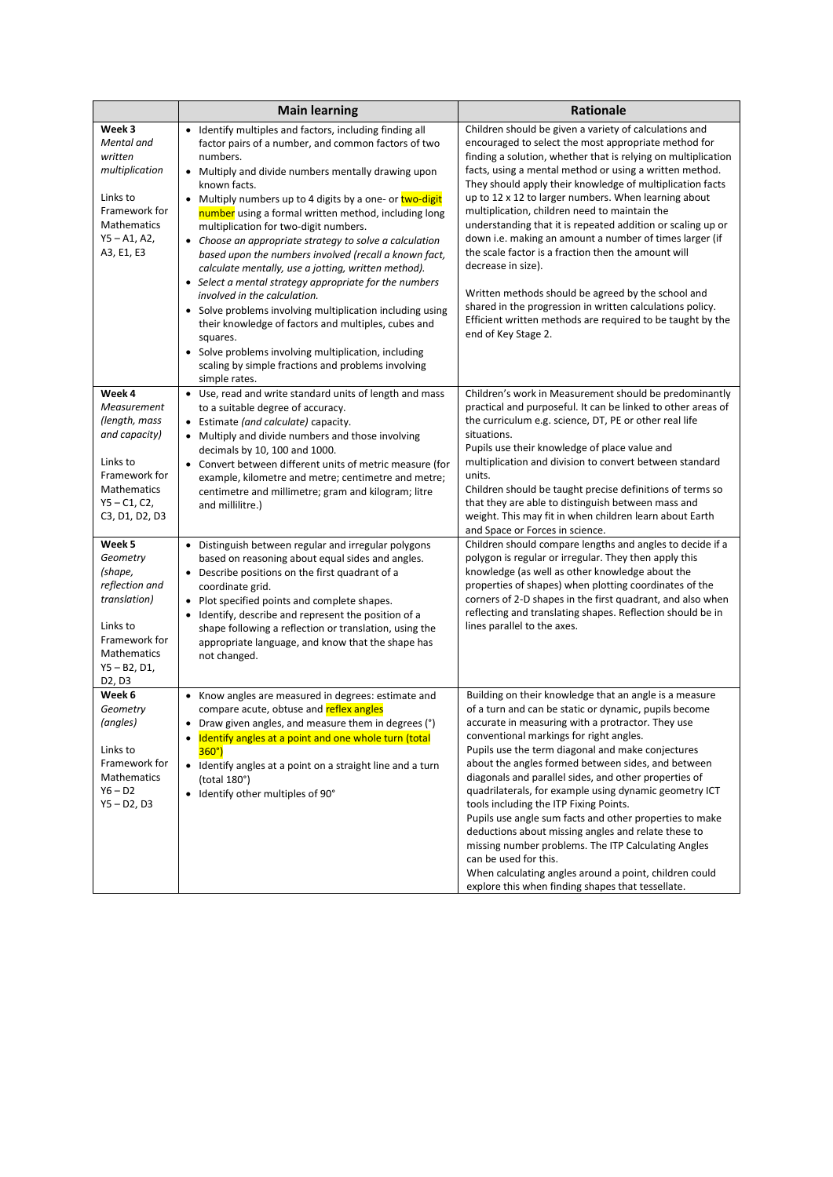| | Main learning | Rationale |
|---|---|---|
| **Week 3** *Mental and written multiplication* <br><br> Links to Framework for Mathematics Y5 – A1, A2, A3, E1, E3 | • Identify multiples and factors, including finding all factor pairs of a number, and common factors of two numbers.<br>• Multiply and divide numbers mentally drawing upon known facts.<br>• Multiply numbers up to 4 digits by a one- or two-digit number using a formal written method, including long multiplication for two-digit numbers.<br>• *Choose an appropriate strategy to solve a calculation based upon the numbers involved (recall a known fact, calculate mentally, use a jotting, written method).*<br>• *Select a mental strategy appropriate for the numbers involved in the calculation.*<br>• Solve problems involving multiplication including using their knowledge of factors and multiples, cubes and squares.<br>• Solve problems involving multiplication, including scaling by simple fractions and problems involving simple rates. | Children should be given a variety of calculations and encouraged to select the most appropriate method for finding a solution, whether that is relying on multiplication facts, using a mental method or using a written method. They should apply their knowledge of multiplication facts up to 12 x 12 to larger numbers. When learning about multiplication, children need to maintain the understanding that it is repeated addition or scaling up or down i.e. making an amount a number of times larger (if the scale factor is a fraction then the amount will decrease in size).<br><br>Written methods should be agreed by the school and shared in the progression in written calculations policy. Efficient written methods are required to be taught by the end of Key Stage 2. |
| **Week 4** *Measurement (length, mass and capacity)* <br><br> Links to Framework for Mathematics Y5 – C1, C2, C3, D1, D2, D3 | • Use, read and write standard units of length and mass to a suitable degree of accuracy.<br>• Estimate *(and calculate)* capacity.<br>• Multiply and divide numbers and those involving decimals by 10, 100 and 1000.<br>• Convert between different units of metric measure (for example, kilometre and metre; centimetre and metre; centimetre and millimetre; gram and kilogram; litre and millilitre.) | Children's work in Measurement should be predominantly practical and purposeful. It can be linked to other areas of the curriculum e.g. science, DT, PE or other real life situations.<br>Pupils use their knowledge of place value and multiplication and division to convert between standard units.<br>Children should be taught precise definitions of terms so that they are able to distinguish between mass and weight. This may fit in when children learn about Earth and Space or Forces in science. |
| **Week 5** *Geometry (shape, reflection and translation)* <br><br> Links to Framework for Mathematics Y5 – B2, D1, D2, D3 | • Distinguish between regular and irregular polygons based on reasoning about equal sides and angles.<br>• Describe positions on the first quadrant of a coordinate grid.<br>• Plot specified points and complete shapes.<br>• Identify, describe and represent the position of a shape following a reflection or translation, using the appropriate language, and know that the shape has not changed. | Children should compare lengths and angles to decide if a polygon is regular or irregular. They then apply this knowledge (as well as other knowledge about the properties of shapes) when plotting coordinates of the corners of 2-D shapes in the first quadrant, and also when reflecting and translating shapes. Reflection should be in lines parallel to the axes. |
| **Week 6** *Geometry (angles)* <br><br> Links to Framework for Mathematics Y6 – D2 <br> Y5 – D2, D3 | • Know angles are measured in degrees: estimate and compare acute, obtuse and reflex angles<br>• Draw given angles, and measure them in degrees (°)<br>• Identify angles at a point and one whole turn (total 360°)<br>• Identify angles at a point on a straight line and a turn (total 180°)<br>• Identify other multiples of 90° | Building on their knowledge that an angle is a measure of a turn and can be static or dynamic, pupils become accurate in measuring with a protractor. They use conventional markings for right angles.<br>Pupils use the term diagonal and make conjectures about the angles formed between sides, and between diagonals and parallel sides, and other properties of quadrilaterals, for example using dynamic geometry ICT tools including the ITP Fixing Points.<br>Pupils use angle sum facts and other properties to make deductions about missing angles and relate these to missing number problems. The ITP Calculating Angles can be used for this.<br>When calculating angles around a point, children could explore this when finding shapes that tessellate. |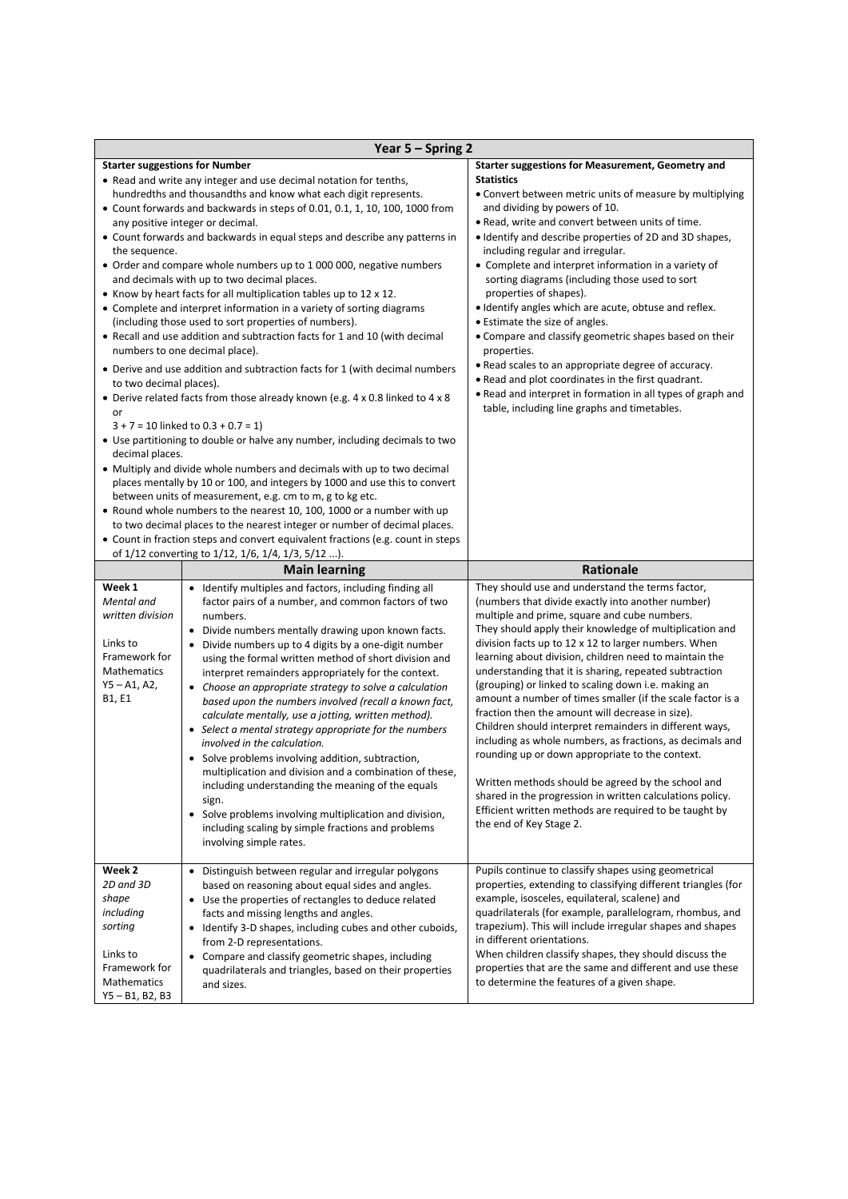| Year 5 – Spring 2 | | |
|---|---|---|
| **Starter suggestions for Number**<br>• Read and write any integer and use decimal notation for tenths, hundredths and thousandths and know what each digit represents.<br>• Count forwards and backwards in steps of 0.01, 0.1, 1, 10, 100, 1000 from any positive integer or decimal.<br>• Count forwards and backwards in equal steps and describe any patterns in the sequence.<br>• Order and compare whole numbers up to 1 000 000, negative numbers and decimals with up to two decimal places.<br>• Know by heart facts for all multiplication tables up to 12 x 12.<br>• Complete and interpret information in a variety of sorting diagrams (including those used to sort properties of numbers).<br>• Recall and use addition and subtraction facts for 1 and 10 (with decimal numbers to one decimal place).<br>• Derive and use addition and subtraction facts for 1 (with decimal numbers to two decimal places).<br>• Derive related facts from those already known (e.g. 4 x 0.8 linked to 4 x 8 or<br>3 + 7 = 10 linked to 0.3 + 0.7 = 1)<br>• Use partitioning to double or halve any number, including decimals to two decimal places.<br>• Multiply and divide whole numbers and decimals with up to two decimal places mentally by 10 or 100, and integers by 1000 and use this to convert between units of measurement, e.g. cm to m, g to kg etc.<br>• Round whole numbers to the nearest 10, 100, 1000 or a number with up to two decimal places to the nearest integer or number of decimal places.<br>• Count in fraction steps and convert equivalent fractions (e.g. count in steps of 1/12 converting to 1/12, 1/6, 1/4, 1/3, 5/12 ...). | | **Starter suggestions for Measurement, Geometry and Statistics**<br>• Convert between metric units of measure by multiplying and dividing by powers of 10.<br>• Read, write and convert between units of time.<br>• Identify and describe properties of 2D and 3D shapes, including regular and irregular.<br>• Complete and interpret information in a variety of sorting diagrams (including those used to sort properties of shapes).<br>• Identify angles which are acute, obtuse and reflex.<br>• Estimate the size of angles.<br>• Compare and classify geometric shapes based on their properties.<br>• Read scales to an appropriate degree of accuracy.<br>• Read and plot coordinates in the first quadrant.<br>• Read and interpret in formation in all types of graph and table, including line graphs and timetables. |
| | **Main learning** | **Rationale** |
| **Week 1**<br>*Mental and written division*<br><br>Links to Framework for Mathematics Y5 – A1, A2, B1, E1 | • Identify multiples and factors, including finding all factor pairs of a number, and common factors of two numbers.<br>• Divide numbers mentally drawing upon known facts.<br>• Divide numbers up to 4 digits by a one-digit number using the formal written method of short division and interpret remainders appropriately for the context.<br>• *Choose an appropriate strategy to solve a calculation based upon the numbers involved (recall a known fact, calculate mentally, use a jotting, written method).*<br>• *Select a mental strategy appropriate for the numbers involved in the calculation.*<br>• Solve problems involving addition, subtraction, multiplication and division and a combination of these, including understanding the meaning of the equals sign.<br>• Solve problems involving multiplication and division, including scaling by simple fractions and problems involving simple rates. | They should use and understand the terms factor, (numbers that divide exactly into another number) multiple and prime, square and cube numbers.<br>They should apply their knowledge of multiplication and division facts up to 12 x 12 to larger numbers. When learning about division, children need to maintain the understanding that it is sharing, repeated subtraction (grouping) or linked to scaling down i.e. making an amount a number of times smaller (if the scale factor is a fraction then the amount will decrease in size).<br>Children should interpret remainders in different ways, including as whole numbers, as fractions, as decimals and rounding up or down appropriate to the context.<br><br>Written methods should be agreed by the school and shared in the progression in written calculations policy. Efficient written methods are required to be taught by the end of Key Stage 2. |
| **Week 2**<br>*2D and 3D shape including sorting*<br><br>Links to Framework for Mathematics Y5 – B1, B2, B3 | • Distinguish between regular and irregular polygons based on reasoning about equal sides and angles.<br>• Use the properties of rectangles to deduce related facts and missing lengths and angles.<br>• Identify 3-D shapes, including cubes and other cuboids, from 2-D representations.<br>• Compare and classify geometric shapes, including quadrilaterals and triangles, based on their properties and sizes. | Pupils continue to classify shapes using geometrical properties, extending to classifying different triangles (for example, isosceles, equilateral, scalene) and quadrilaterals (for example, parallelogram, rhombus, and trapezium). This will include irregular shapes and shapes in different orientations.<br>When children classify shapes, they should discuss the properties that are the same and different and use these to determine the features of a given shape. |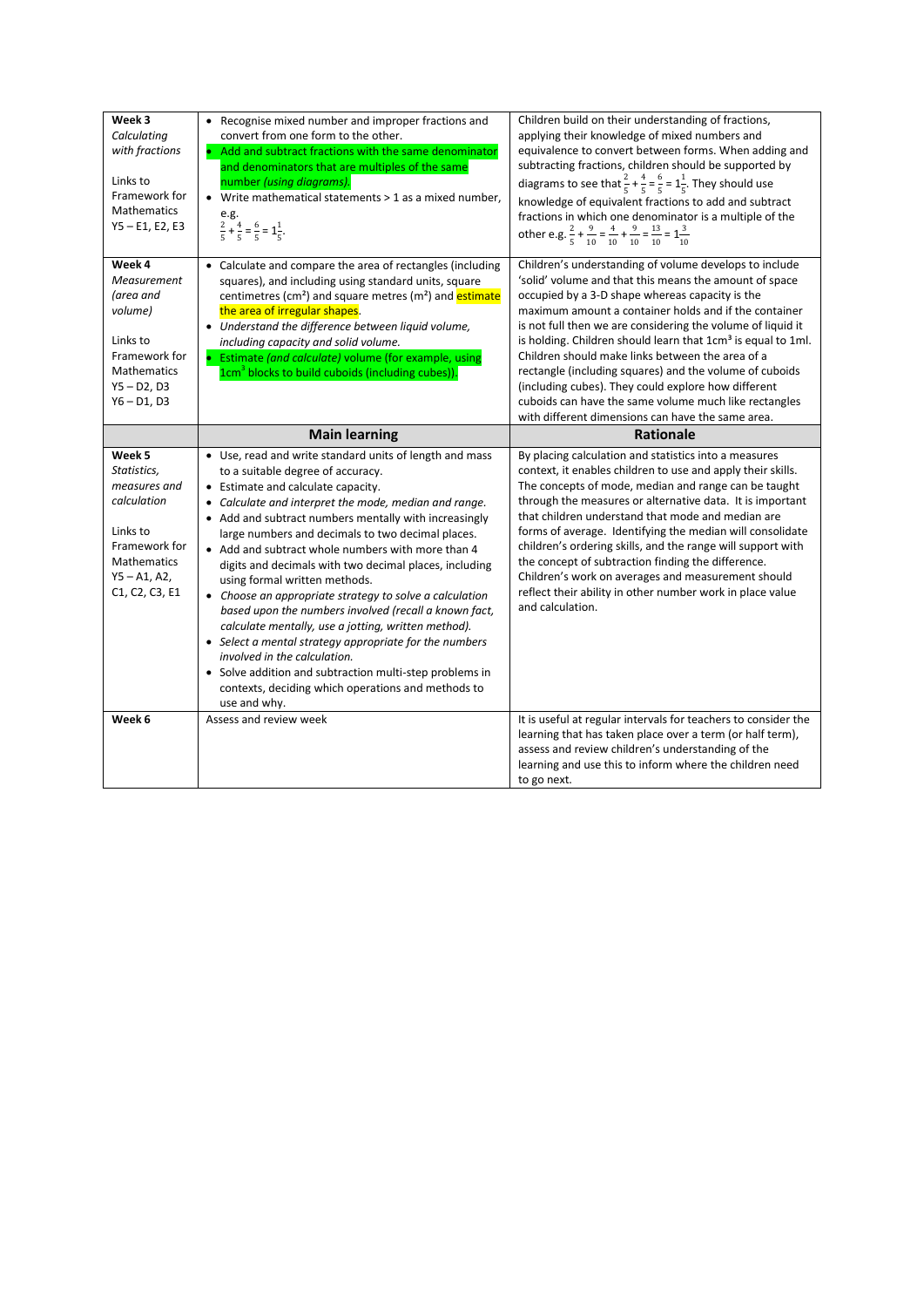| | | |
|---|---|---|
| **Week 3**<br>*Calculating with fractions*<br><br>Links to Framework for Mathematics<br>Y5 – E1, E2, E3 | • Recognise mixed number and improper fractions and convert from one form to the other.<br>• Add and subtract fractions with the same denominator and denominators that are multiples of the same number *(using diagrams)*.<br>• Write mathematical statements > 1 as a mixed number, e.g. $\frac{2}{5} + \frac{4}{5} = \frac{6}{5} = 1\frac{1}{5}$. | Children build on their understanding of fractions, applying their knowledge of mixed numbers and equivalence to convert between forms. When adding and subtracting fractions, children should be supported by diagrams to see that $\frac{2}{5} + \frac{4}{5} = \frac{6}{5} = 1\frac{1}{5}$. They should use knowledge of equivalent fractions to add and subtract fractions in which one denominator is a multiple of the other e.g. $\frac{2}{5} + \frac{9}{10} = \frac{4}{10} + \frac{9}{10} = \frac{13}{10} = 1\frac{3}{10}$ |
| **Week 4**<br>*Measurement (area and volume)*<br><br>Links to Framework for Mathematics<br>Y5 – D2, D3<br>Y6 – D1, D3 | • Calculate and compare the area of rectangles (including squares), and including using standard units, square centimetres ($cm^2$) and square metres ($m^2$) and estimate the area of irregular shapes.<br>• *Understand the difference between liquid volume, including capacity and solid volume.*<br>• Estimate *(and calculate)* volume (for example, using $1cm^3$ blocks to build cuboids (including cubes)). | Children's understanding of volume develops to include 'solid' volume and that this means the amount of space occupied by a 3-D shape whereas capacity is the maximum amount a container holds and if the container is not full then we are considering the volume of liquid it is holding. Children should learn that $1cm^3$ is equal to 1ml. Children should make links between the area of a rectangle (including squares) and the volume of cuboids (including cubes). They could explore how different cuboids can have the same volume much like rectangles with different dimensions can have the same area. |
| | **Main learning** | **Rationale** |
| **Week 5**<br>*Statistics, measures and calculation*<br><br>Links to Framework for Mathematics<br>Y5 – A1, A2, C1, C2, C3, E1 | • Use, read and write standard units of length and mass to a suitable degree of accuracy.<br>• Estimate and calculate capacity.<br>• *Calculate and interpret the mode, median and range.*<br>• Add and subtract numbers mentally with increasingly large numbers and decimals to two decimal places.<br>• Add and subtract whole numbers with more than 4 digits and decimals with two decimal places, including using formal written methods.<br>• *Choose an appropriate strategy to solve a calculation based upon the numbers involved (recall a known fact, calculate mentally, use a jotting, written method).*<br>• *Select a mental strategy appropriate for the numbers involved in the calculation.*<br>• Solve addition and subtraction multi-step problems in contexts, deciding which operations and methods to use and why. | By placing calculation and statistics into a measures context, it enables children to use and apply their skills. The concepts of mode, median and range can be taught through the measures or alternative data. It is important that children understand that mode and median are forms of average. Identifying the median will consolidate children's ordering skills, and the range will support with the concept of subtraction finding the difference. Children's work on averages and measurement should reflect their ability in other number work in place value and calculation. |
| **Week 6** | Assess and review week | It is useful at regular intervals for teachers to consider the learning that has taken place over a term (or half term), assess and review children's understanding of the learning and use this to inform where the children need to go next. |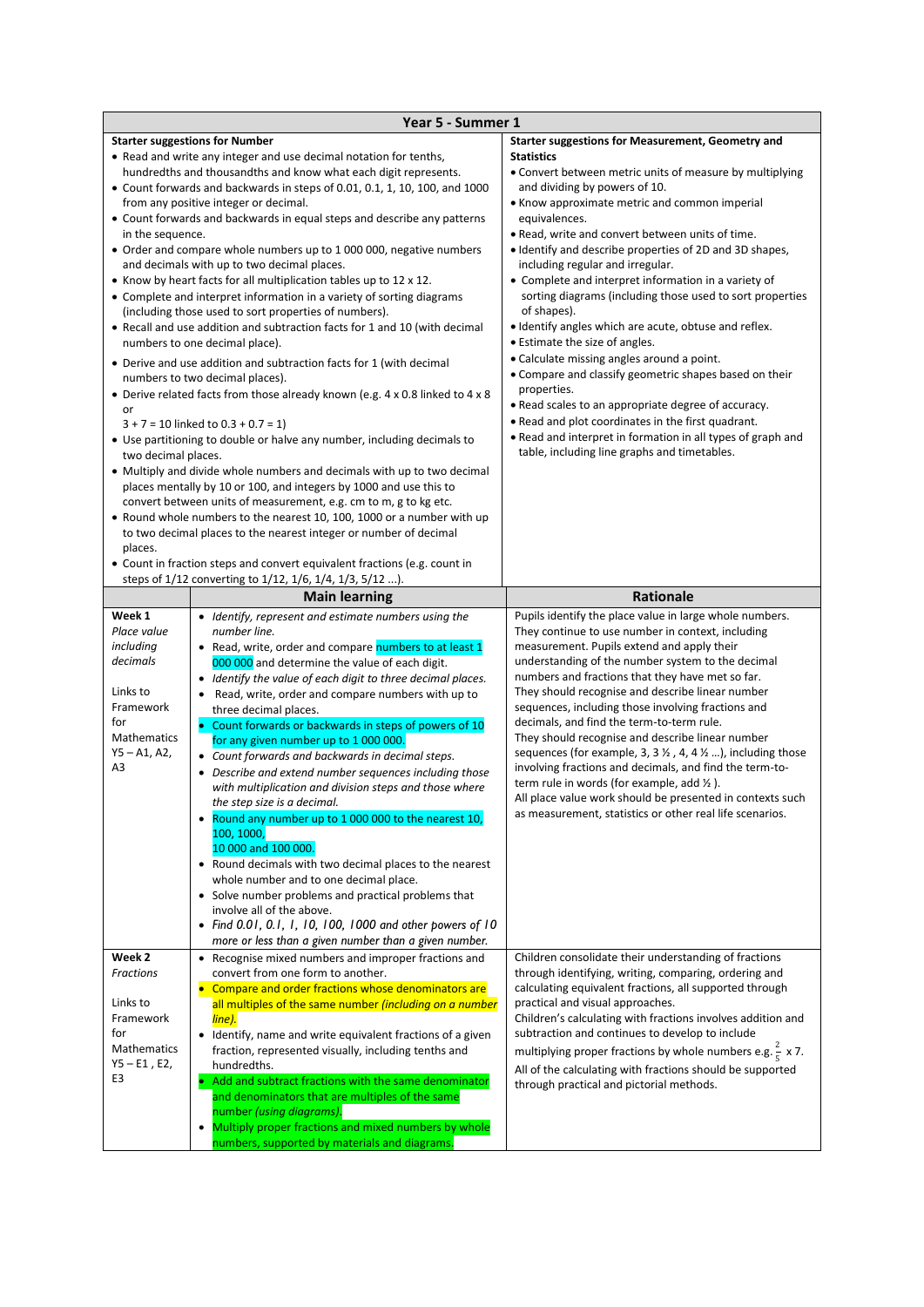## Year 5 - Summer 1

| Starter suggestions for Number | Starter suggestions for Measurement, Geometry and Statistics |
|---|---|
| • Read and write any integer and use decimal notation for tenths, hundredths and thousandths and know what each digit represents.<br>• Count forwards and backwards in steps of 0.01, 0.1, 1, 10, 100, and 1000 from any positive integer or decimal.<br>• Count forwards and backwards in equal steps and describe any patterns in the sequence.<br>• Order and compare whole numbers up to 1 000 000, negative numbers and decimals with up to two decimal places.<br>• Know by heart facts for all multiplication tables up to 12 x 12.<br>• Complete and interpret information in a variety of sorting diagrams (including those used to sort properties of numbers).<br>• Recall and use addition and subtraction facts for 1 and 10 (with decimal numbers to one decimal place).<br>• Derive and use addition and subtraction facts for 1 (with decimal numbers to two decimal places).<br>• Derive related facts from those already known (e.g. 4 x 0.8 linked to 4 x 8 or<br>3 + 7 = 10 linked to 0.3 + 0.7 = 1)<br>• Use partitioning to double or halve any number, including decimals to two decimal places.<br>• Multiply and divide whole numbers and decimals with up to two decimal places mentally by 10 or 100, and integers by 1000 and use this to convert between units of measurement, e.g. cm to m, g to kg etc.<br>• Round whole numbers to the nearest 10, 100, 1000 or a number with up to two decimal places to the nearest integer or number of decimal places.<br>• Count in fraction steps and convert equivalent fractions (e.g. count in steps of 1/12 converting to 1/12, 1/6, 1/4, 1/3, 5/12 ...). | • Convert between metric units of measure by multiplying and dividing by powers of 10.<br>• Know approximate metric and common imperial equivalences.<br>• Read, write and convert between units of time.<br>• Identify and describe properties of 2D and 3D shapes, including regular and irregular.<br>• Complete and interpret information in a variety of sorting diagrams (including those used to sort properties of shapes).<br>• Identify angles which are acute, obtuse and reflex.<br>• Estimate the size of angles.<br>• Calculate missing angles around a point.<br>• Compare and classify geometric shapes based on their properties.<br>• Read scales to an appropriate degree of accuracy.<br>• Read and plot coordinates in the first quadrant.<br>• Read and interpret in formation in all types of graph and table, including line graphs and timetables. |

| | Main learning | Rationale |
|---|---|---|
| **Week 1**<br>*Place value including decimals*<br><br>Links to Framework for Mathematics Y5 – A1, A2, A3 | • *Identify, represent and estimate numbers using the number line.*<br>• Read, write, order and compare numbers to at least 1 000 000 and determine the value of each digit.<br>• *Identify the value of each digit to three decimal places.*<br>• Read, write, order and compare numbers with up to three decimal places.<br>• Count forwards or backwards in steps of powers of 10 for any given number up to 1 000 000.<br>• *Count forwards and backwards in decimal steps.*<br>• *Describe and extend number sequences including those with multiplication and division steps and those where the step size is a decimal.*<br>• Round any number up to 1 000 000 to the nearest 10, 100, 1000, 10 000 and 100 000.<br>• Round decimals with two decimal places to the nearest whole number and to one decimal place.<br>• Solve number problems and practical problems that involve all of the above.<br>• *Find 0.01, 0.1, 1, 10, 100, 1000 and other powers of 10 more or less than a given number than a given number.* | Pupils identify the place value in large whole numbers. They continue to use number in context, including measurement. Pupils extend and apply their understanding of the number system to the decimal numbers and fractions that they have met so far.<br>They should recognise and describe linear number sequences, including those involving fractions and decimals, and find the term-to-term rule.<br>They should recognise and describe linear number sequences (for example, 3, 3 ½ , 4, 4 ½ ...), including those involving fractions and decimals, and find the term-to-term rule in words (for example, add ½ ).<br>All place value work should be presented in contexts such as measurement, statistics or other real life scenarios. |
| **Week 2**<br>*Fractions*<br><br>Links to Framework for Mathematics Y5 – E1 , E2, E3 | • Recognise mixed numbers and improper fractions and convert from one form to another.<br>• Compare and order fractions whose denominators are all multiples of the same number *(including on a number line).*<br>• Identify, name and write equivalent fractions of a given fraction, represented visually, including tenths and hundredths.<br>• Add and subtract fractions with the same denominator and denominators that are multiples of the same number *(using diagrams).*<br>• Multiply proper fractions and mixed numbers by whole numbers, supported by materials and diagrams. | Children consolidate their understanding of fractions through identifying, writing, comparing, ordering and calculating equivalent fractions, all supported through practical and visual approaches.<br>Children's calculating with fractions involves addition and subtraction and continues to develop to include multiplying proper fractions by whole numbers e.g. $\frac{2}{5}$ x 7.<br>All of the calculating with fractions should be supported through practical and pictorial methods. |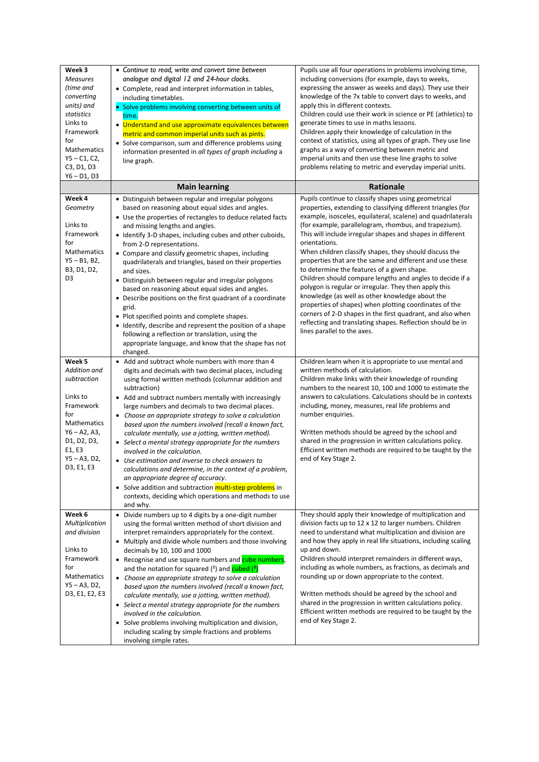| | | |
|---|---|---|
| **Week 3**<br>*Measures (time and converting units) and statistics*<br>Links to Framework for Mathematics<br>Y5 – C1, C2, C3, D1, D3<br>Y6 – D1, D3 | • *Continue to read, write and convert time between analogue and digital 12 and 24-hour clocks.*<br>• Complete, read and interpret information in tables, including timetables.<br>• Solve problems involving converting between units of time.<br>• Understand and use approximate equivalences between metric and common imperial units such as pints.<br>• Solve comparison, sum and difference problems using information presented in *all types of graph including* a line graph. | Pupils use all four operations in problems involving time, including conversions (for example, days to weeks, expressing the answer as weeks and days). They use their knowledge of the 7x table to convert days to weeks, and apply this in different contexts.<br>Children could use their work in science or PE (athletics) to generate times to use in maths lessons.<br>Children apply their knowledge of calculation in the context of statistics, using all types of graph. They use line graphs as a way of converting between metric and imperial units and then use these line graphs to solve problems relating to metric and everyday imperial units. |
| | **Main learning** | **Rationale** |
| **Week 4**<br>*Geometry*<br><br>Links to Framework for Mathematics<br>Y5 – B1, B2, B3, D1, D2, D3 | • Distinguish between regular and irregular polygons based on reasoning about equal sides and angles.<br>• Use the properties of rectangles to deduce related facts and missing lengths and angles.<br>• Identify 3-D shapes, including cubes and other cuboids, from 2-D representations.<br>• Compare and classify geometric shapes, including quadrilaterals and triangles, based on their properties and sizes.<br>• Distinguish between regular and irregular polygons based on reasoning about equal sides and angles.<br>• Describe positions on the first quadrant of a coordinate grid.<br>• Plot specified points and complete shapes.<br>• Identify, describe and represent the position of a shape following a reflection or translation, using the appropriate language, and know that the shape has not changed. | Pupils continue to classify shapes using geometrical properties, extending to classifying different triangles (for example, isosceles, equilateral, scalene) and quadrilaterals (for example, parallelogram, rhombus, and trapezium). This will include irregular shapes and shapes in different orientations.<br>When children classify shapes, they should discuss the properties that are the same and different and use these to determine the features of a given shape.<br>Children should compare lengths and angles to decide if a polygon is regular or irregular. They then apply this knowledge (as well as other knowledge about the properties of shapes) when plotting coordinates of the corners of 2-D shapes in the first quadrant, and also when reflecting and translating shapes. Reflection should be in lines parallel to the axes. |
| **Week 5**<br>*Addition and subtraction*<br><br>Links to Framework for Mathematics<br>Y6 – A2, A3, D1, D2, D3, E1, E3<br>Y5 – A3, D2, D3, E1, E3 | • Add and subtract whole numbers with more than 4 digits and decimals with two decimal places, including using formal written methods (columnar addition and subtraction)<br>• Add and subtract numbers mentally with increasingly large numbers and decimals to two decimal places.<br>• *Choose an appropriate strategy to solve a calculation based upon the numbers involved (recall a known fact, calculate mentally, use a jotting, written method).*<br>• *Select a mental strategy appropriate for the numbers involved in the calculation.*<br>• *Use estimation and inverse to check answers to calculations and determine, in the context of a problem, an appropriate degree of accuracy.*<br>• Solve addition and subtraction multi-step problems in contexts, deciding which operations and methods to use and why. | Children learn when it is appropriate to use mental and written methods of calculation.<br>Children make links with their knowledge of rounding numbers to the nearest 10, 100 and 1000 to estimate the answers to calculations. Calculations should be in contexts including, money, measures, real life problems and number enquiries.<br><br>Written methods should be agreed by the school and shared in the progression in written calculations policy. Efficient written methods are required to be taught by the end of Key Stage 2. |
| **Week 6**<br>*Multiplication and division*<br><br>Links to Framework for Mathematics<br>Y5 – A3, D2, D3, E1, E2, E3 | • Divide numbers up to 4 digits by a one-digit number using the formal written method of short division and interpret remainders appropriately for the context.<br>• Multiply and divide whole numbers and those involving decimals by 10, 100 and 1000<br>• Recognise and use square numbers and cube numbers, and the notation for squared ($^2$) and cubed ($^3$)<br>• *Choose an appropriate strategy to solve a calculation based upon the numbers involved (recall a known fact, calculate mentally, use a jotting, written method).*<br>• *Select a mental strategy appropriate for the numbers involved in the calculation.*<br>• Solve problems involving multiplication and division, including scaling by simple fractions and problems involving simple rates. | They should apply their knowledge of multiplication and division facts up to 12 x 12 to larger numbers. Children need to understand what multiplication and division are and how they apply in real life situations, including scaling up and down.<br>Children should interpret remainders in different ways, including as whole numbers, as fractions, as decimals and rounding up or down appropriate to the context.<br><br>Written methods should be agreed by the school and shared in the progression in written calculations policy. Efficient written methods are required to be taught by the end of Key Stage 2. |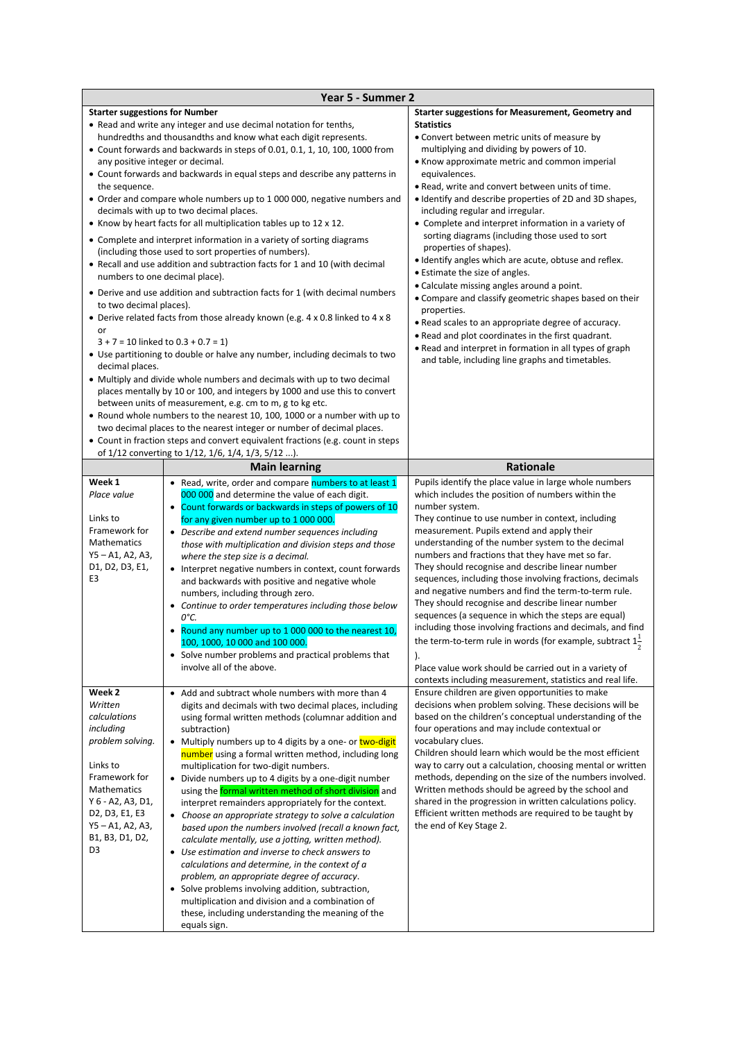## Year 5 - Summer 2

| Starter suggestions for Number | | Starter suggestions for Measurement, Geometry and Statistics |
|---|---|---|
| • Read and write any integer and use decimal notation for tenths, hundredths and thousandths and know what each digit represents.<br>• Count forwards and backwards in steps of 0.01, 0.1, 1, 10, 100, 1000 from any positive integer or decimal.<br>• Count forwards and backwards in equal steps and describe any patterns in the sequence.<br>• Order and compare whole numbers up to 1 000 000, negative numbers and decimals with up to two decimal places.<br>• Know by heart facts for all multiplication tables up to 12 x 12.<br>• Complete and interpret information in a variety of sorting diagrams (including those used to sort properties of numbers).<br>• Recall and use addition and subtraction facts for 1 and 10 (with decimal numbers to one decimal place).<br>• Derive and use addition and subtraction facts for 1 (with decimal numbers to two decimal places).<br>• Derive related facts from those already known (e.g. 4 x 0.8 linked to 4 x 8 or 3 + 7 = 10 linked to 0.3 + 0.7 = 1)<br>• Use partitioning to double or halve any number, including decimals to two decimal places.<br>• Multiply and divide whole numbers and decimals with up to two decimal places mentally by 10 or 100, and integers by 1000 and use this to convert between units of measurement, e.g. cm to m, g to kg etc.<br>• Round whole numbers to the nearest 10, 100, 1000 or a number with up to two decimal places to the nearest integer or number of decimal places.<br>• Count in fraction steps and convert equivalent fractions (e.g. count in steps of 1/12 converting to 1/12, 1/6, 1/4, 1/3, 5/12 ...). | | • Convert between metric units of measure by multiplying and dividing by powers of 10.<br>• Know approximate metric and common imperial equivalences.<br>• Read, write and convert between units of time.<br>• Identify and describe properties of 2D and 3D shapes, including regular and irregular.<br>• Complete and interpret information in a variety of sorting diagrams (including those used to sort properties of shapes).<br>• Identify angles which are acute, obtuse and reflex.<br>• Estimate the size of angles.<br>• Calculate missing angles around a point.<br>• Compare and classify geometric shapes based on their properties.<br>• Read scales to an appropriate degree of accuracy.<br>• Read and plot coordinates in the first quadrant.<br>• Read and interpret in formation in all types of graph and table, including line graphs and timetables. |
| | **Main learning** | **Rationale** |
| **Week 1**<br>*Place value*<br><br>Links to Framework for Mathematics<br>Y5 – A1, A2, A3, D1, D2, D3, E1, E3 | • Read, write, order and compare numbers to at least 1 000 000 and determine the value of each digit.<br>• Count forwards or backwards in steps of powers of 10 for any given number up to 1 000 000.<br>• *Describe and extend number sequences including those with multiplication and division steps and those where the step size is a decimal.*<br>• Interpret negative numbers in context, count forwards and backwards with positive and negative whole numbers, including through zero.<br>• *Continue to order temperatures including those below 0°C.*<br>• Round any number up to 1 000 000 to the nearest 10, 100, 1000, 10 000 and 100 000.<br>• Solve number problems and practical problems that involve all of the above. | Pupils identify the place value in large whole numbers which includes the position of numbers within the number system.<br>They continue to use number in context, including measurement. Pupils extend and apply their understanding of the number system to the decimal numbers and fractions that they have met so far.<br>They should recognise and describe linear number sequences, including those involving fractions, decimals and negative numbers and find the term-to-term rule.<br>They should recognise and describe linear number sequences (a sequence in which the steps are equal) including those involving fractions and decimals, and find the term-to-term rule in words (for example, subtract $1\frac{1}{2}$).<br>Place value work should be carried out in a variety of contexts including measurement, statistics and real life. |
| **Week 2**<br>*Written calculations including problem solving.*<br><br>Links to Framework for Mathematics<br>Y 6 - A2, A3, D1, D2, D3, E1, E3<br>Y5 – A1, A2, A3, B1, B3, D1, D2, D3 | • Add and subtract whole numbers with more than 4 digits and decimals with two decimal places, including using formal written methods (columnar addition and subtraction)<br>• Multiply numbers up to 4 digits by a one- or two-digit number using a formal written method, including long multiplication for two-digit numbers.<br>• Divide numbers up to 4 digits by a one-digit number using the formal written method of short division and interpret remainders appropriately for the context.<br>• *Choose an appropriate strategy to solve a calculation based upon the numbers involved (recall a known fact, calculate mentally, use a jotting, written method).*<br>• *Use estimation and inverse to check answers to calculations and determine, in the context of a problem, an appropriate degree of accuracy.*<br>• Solve problems involving addition, subtraction, multiplication and division and a combination of these, including understanding the meaning of the equals sign. | Ensure children are given opportunities to make decisions when problem solving. These decisions will be based on the children's conceptual understanding of the four operations and may include contextual or vocabulary clues.<br>Children should learn which would be the most efficient way to carry out a calculation, choosing mental or written methods, depending on the size of the numbers involved.<br>Written methods should be agreed by the school and shared in the progression in written calculations policy.<br>Efficient written methods are required to be taught by the end of Key Stage 2. |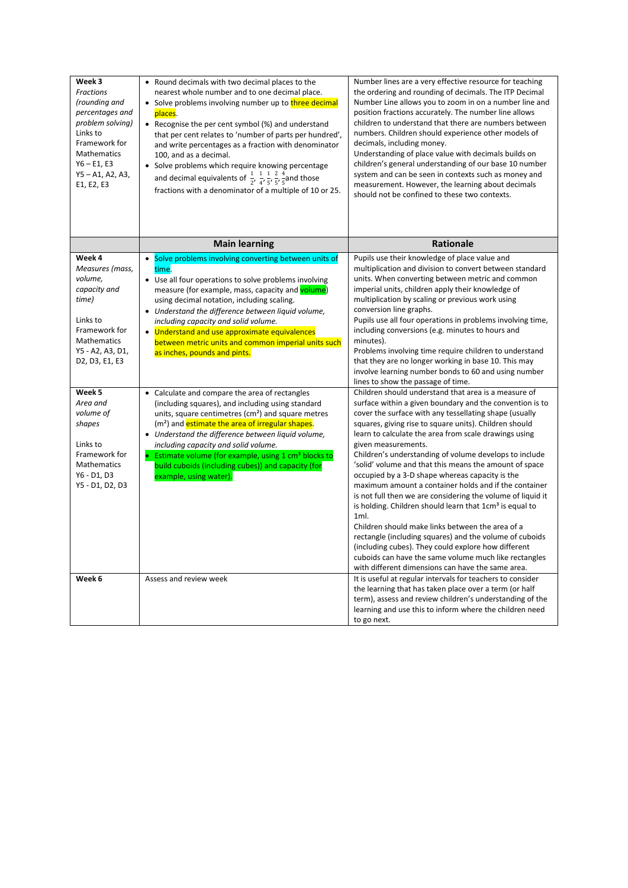| | | |
|---|---|---|
| **Week 3**<br>*Fractions (rounding and percentages and problem solving)*<br>Links to Framework for Mathematics<br>Y6 – E1, E3<br>Y5 – A1, A2, A3, E1, E2, E3 | • Round decimals with two decimal places to the nearest whole number and to one decimal place.<br>• Solve problems involving number up to three decimal places.<br>• Recognise the per cent symbol (%) and understand that per cent relates to 'number of parts per hundred', and write percentages as a fraction with denominator 100, and as a decimal.<br>• Solve problems which require knowing percentage and decimal equivalents of $\frac{1}{2}, \frac{1}{4}, \frac{1}{5}, \frac{2}{5}, \frac{4}{5}$ and those fractions with a denominator of a multiple of 10 or 25. | Number lines are a very effective resource for teaching the ordering and rounding of decimals. The ITP Decimal Number Line allows you to zoom in on a number line and position fractions accurately. The number line allows children to understand that there are numbers between numbers. Children should experience other models of decimals, including money.<br>Understanding of place value with decimals builds on children's general understanding of our base 10 number system and can be seen in contexts such as money and measurement. However, the learning about decimals should not be confined to these two contexts. |
| | **Main learning** | **Rationale** |
| **Week 4**<br>*Measures (mass, volume, capacity and time)*<br><br>Links to Framework for Mathematics<br>Y5 - A2, A3, D1, D2, D3, E1, E3 | • Solve problems involving converting between units of time.<br>• Use all four operations to solve problems involving measure (for example, mass, capacity and volume) using decimal notation, including scaling.<br>• *Understand the difference between liquid volume, including capacity and solid volume.*<br>• Understand and use approximate equivalences between metric units and common imperial units such as inches, pounds and pints. | Pupils use their knowledge of place value and multiplication and division to convert between standard units. When converting between metric and common imperial units, children apply their knowledge of multiplication by scaling or previous work using conversion line graphs.<br>Pupils use all four operations in problems involving time, including conversions (e.g. minutes to hours and minutes).<br>Problems involving time require children to understand that they are no longer working in base 10. This may involve learning number bonds to 60 and using number lines to show the passage of time. |
| **Week 5**<br>*Area and volume of shapes*<br><br>Links to Framework for Mathematics<br>Y6 - D1, D3<br>Y5 - D1, D2, D3 | • Calculate and compare the area of rectangles (including squares), and including using standard units, square centimetres ($cm^2$) and square metres ($m^2$) and estimate the area of irregular shapes.<br>• *Understand the difference between liquid volume, including capacity and solid volume.*<br>• Estimate volume (for example, using 1 $cm^3$ blocks to build cuboids (including cubes)) and capacity (for example, using water). | Children should understand that area is a measure of surface within a given boundary and the convention is to cover the surface with any tessellating shape (usually squares, giving rise to square units). Children should learn to calculate the area from scale drawings using given measurements.<br>Children's understanding of volume develops to include 'solid' volume and that this means the amount of space occupied by a 3-D shape whereas capacity is the maximum amount a container holds and if the container is not full then we are considering the volume of liquid it is holding. Children should learn that $1cm^3$ is equal to 1ml.<br>Children should make links between the area of a rectangle (including squares) and the volume of cuboids (including cubes). They could explore how different cuboids can have the same volume much like rectangles with different dimensions can have the same area. |
| **Week 6** | Assess and review week | It is useful at regular intervals for teachers to consider the learning that has taken place over a term (or half term), assess and review children's understanding of the learning and use this to inform where the children need to go next. |